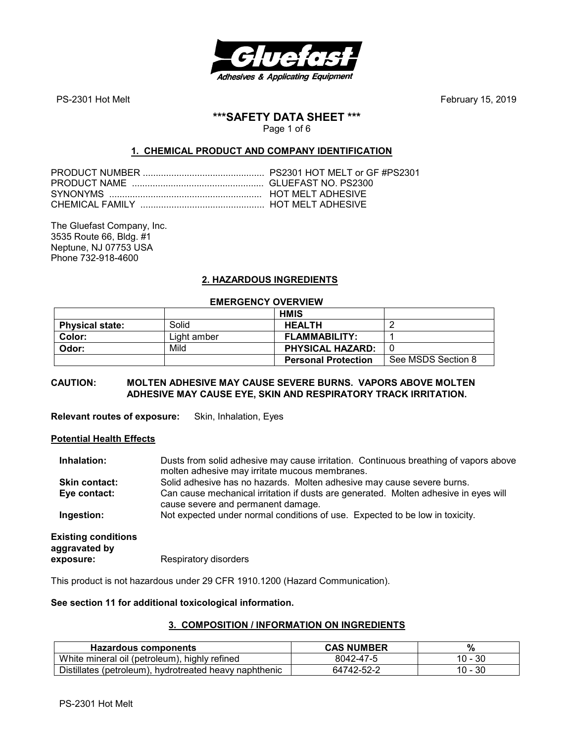PS-2301 Hot Melt February 15, 2019

# ***SAFETY DATA SHEET ***

## 1. CHEMICAL PRODUCT AND COMPANY IDENTIFICATION

PRODUCT NUMBER ............................................... PS2301 HOT MELT or GF #PS2301
PRODUCT NAME .................................................. GLUEFAST NO. PS2300
SYNONYMS .......................................................... HOT MELT ADHESIVE
CHEMICAL FAMILY ............................................... HOT MELT ADHESIVE

The Gluefast Company, Inc.
3535 Route 66, Bldg. #1
Neptune, NJ 07753 USA
Phone 732-918-4600

## 2. HAZARDOUS INGREDIENTS

**EMERGENCY OVERVIEW**

| | | **HMIS** | |
|---|---|---|---|
| **Physical state:** | Solid | **HEALTH** | 2 |
| **Color:** | Light amber | **FLAMMABILITY:** | 1 |
| **Odor:** | Mild | **PHYSICAL HAZARD:** | 0 |
| | | **Personal Protection** | See MSDS Section 8 |

**CAUTION: MOLTEN ADHESIVE MAY CAUSE SEVERE BURNS. VAPORS ABOVE MOLTEN ADHESIVE MAY CAUSE EYE, SKIN AND RESPIRATORY TRACK IRRITATION.**

**Relevant routes of exposure:** Skin, Inhalation, Eyes

**Potential Health Effects**

**Inhalation:** Dusts from solid adhesive may cause irritation. Continuous breathing of vapors above molten adhesive may irritate mucous membranes.
**Skin contact:** Solid adhesive has no hazards. Molten adhesive may cause severe burns.
**Eye contact:** Can cause mechanical irritation if dusts are generated. Molten adhesive in eyes will cause severe and permanent damage.
**Ingestion:** Not expected under normal conditions of use. Expected to be low in toxicity.

**Existing conditions aggravated by exposure:** Respiratory disorders

This product is not hazardous under 29 CFR 1910.1200 (Hazard Communication).

**See section 11 for additional toxicological information.**

## 3. COMPOSITION / INFORMATION ON INGREDIENTS

| Hazardous components | CAS NUMBER | % |
|---|---|---|
| White mineral oil (petroleum), highly refined | 8042-47-5 | 10 - 30 |
| Distillates (petroleum), hydrotreated heavy naphthenic | 64742-52-2 | 10 - 30 |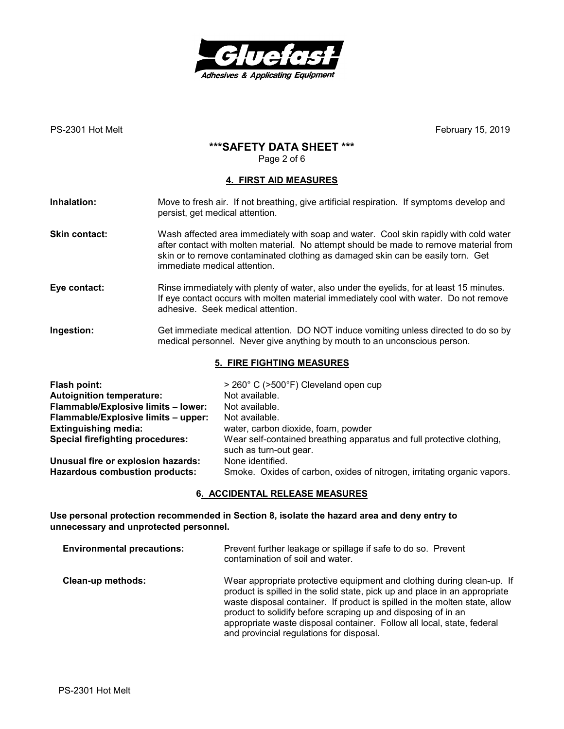## \*\*\*SAFETY DATA SHEET \*\*\*

### 4. FIRST AID MEASURES

**Inhalation:** Move to fresh air. If not breathing, give artificial respiration. If symptoms develop and persist, get medical attention.

**Skin contact:** Wash affected area immediately with soap and water. Cool skin rapidly with cold water after contact with molten material. No attempt should be made to remove material from skin or to remove contaminated clothing as damaged skin can be easily torn. Get immediate medical attention.

**Eye contact:** Rinse immediately with plenty of water, also under the eyelids, for at least 15 minutes. If eye contact occurs with molten material immediately cool with water. Do not remove adhesive. Seek medical attention.

**Ingestion:** Get immediate medical attention. DO NOT induce vomiting unless directed to do so by medical personnel. Never give anything by mouth to an unconscious person.

### 5. FIRE FIGHTING MEASURES

**Flash point:** > 260° C (>500°F) Cleveland open cup
**Autoignition temperature:** Not available.
**Flammable/Explosive limits – lower:** Not available.
**Flammable/Explosive limits – upper:** Not available.
**Extinguishing media:** water, carbon dioxide, foam, powder
**Special firefighting procedures:** Wear self-contained breathing apparatus and full protective clothing, such as turn-out gear.
**Unusual fire or explosion hazards:** None identified.
**Hazardous combustion products:** Smoke. Oxides of carbon, oxides of nitrogen, irritating organic vapors.

### 6. ACCIDENTAL RELEASE MEASURES

**Use personal protection recommended in Section 8, isolate the hazard area and deny entry to unnecessary and unprotected personnel.**

**Environmental precautions:** Prevent further leakage or spillage if safe to do so. Prevent contamination of soil and water.

**Clean-up methods:** Wear appropriate protective equipment and clothing during clean-up. If product is spilled in the solid state, pick up and place in an appropriate waste disposal container. If product is spilled in the molten state, allow product to solidify before scraping up and disposing of in an appropriate waste disposal container. Follow all local, state, federal and provincial regulations for disposal.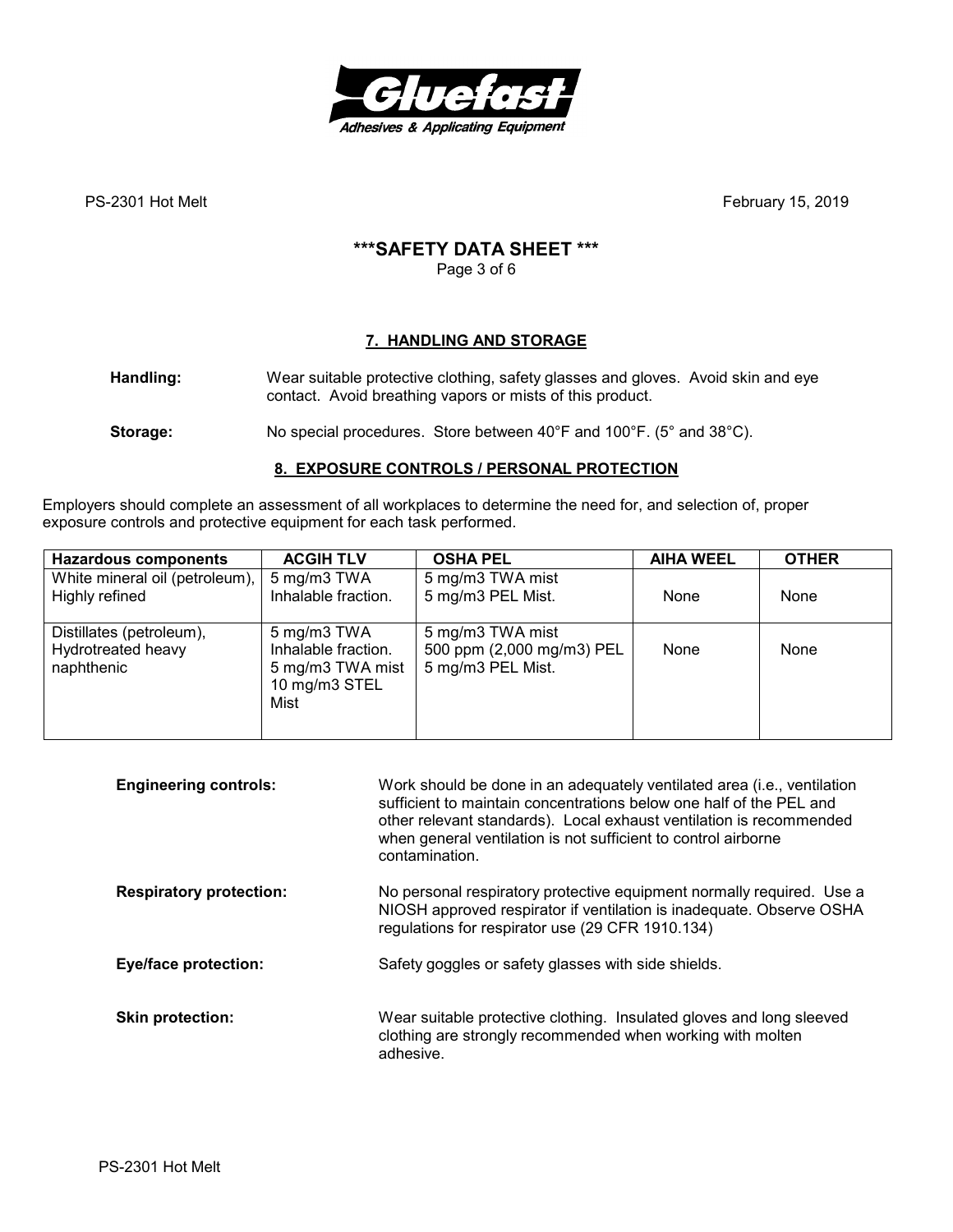## 7. HANDLING AND STORAGE

**Handling:** Wear suitable protective clothing, safety glasses and gloves. Avoid skin and eye contact. Avoid breathing vapors or mists of this product.

**Storage:** No special procedures. Store between 40°F and 100°F. (5° and 38°C).

## 8. EXPOSURE CONTROLS / PERSONAL PROTECTION

Employers should complete an assessment of all workplaces to determine the need for, and selection of, proper exposure controls and protective equipment for each task performed.

| Hazardous components | ACGIH TLV | OSHA PEL | AIHA WEEL | OTHER |
| --- | --- | --- | --- | --- |
| White mineral oil (petroleum), Highly refined | 5 mg/m3 TWA Inhalable fraction. | 5 mg/m3 TWA mist 5 mg/m3 PEL Mist. | None | None |
| Distillates (petroleum), Hydrotreated heavy naphthenic | 5 mg/m3 TWA Inhalable fraction. 5 mg/m3 TWA mist 10 mg/m3 STEL Mist | 5 mg/m3 TWA mist 500 ppm (2,000 mg/m3) PEL 5 mg/m3 PEL Mist. | None | None |

**Engineering controls:** Work should be done in an adequately ventilated area (i.e., ventilation sufficient to maintain concentrations below one half of the PEL and other relevant standards). Local exhaust ventilation is recommended when general ventilation is not sufficient to control airborne contamination.

**Respiratory protection:** No personal respiratory protective equipment normally required. Use a NIOSH approved respirator if ventilation is inadequate. Observe OSHA regulations for respirator use (29 CFR 1910.134)

**Eye/face protection:** Safety goggles or safety glasses with side shields.

**Skin protection:** Wear suitable protective clothing. Insulated gloves and long sleeved clothing are strongly recommended when working with molten adhesive.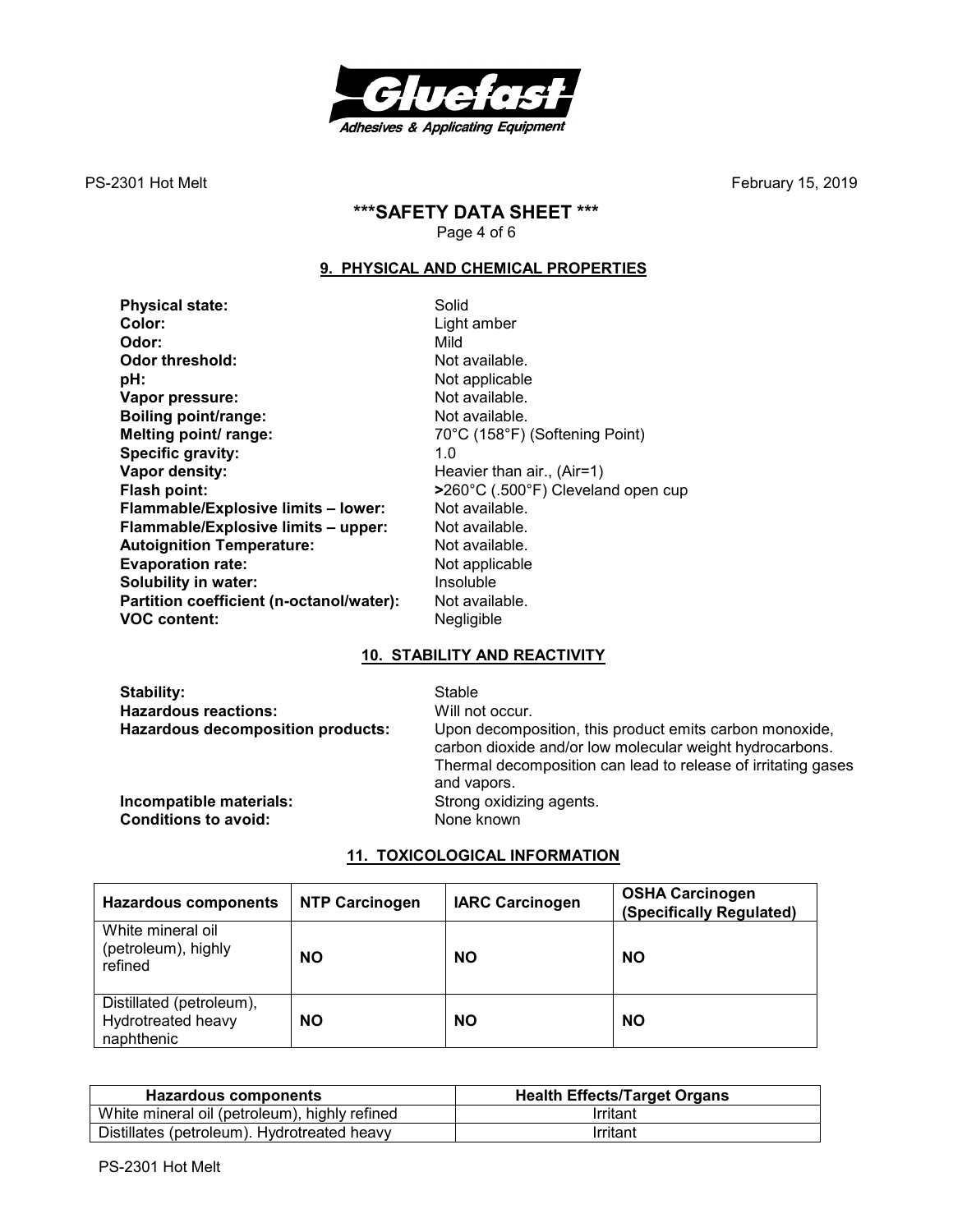PS-2301 Hot Melt February 15, 2019

# ***SAFETY DATA SHEET ***

## 9. PHYSICAL AND CHEMICAL PROPERTIES

**Physical state:** Solid
**Color:** Light amber
**Odor:** Mild
**Odor threshold:** Not available.
**pH:** Not applicable
**Vapor pressure:** Not available.
**Boiling point/range:** Not available.
**Melting point/ range:** 70°C (158°F) (Softening Point)
**Specific gravity:** 1.0
**Vapor density:** Heavier than air., (Air=1)
**Flash point:** **>**260°C (.500°F) Cleveland open cup
**Flammable/Explosive limits – lower:** Not available.
**Flammable/Explosive limits – upper:** Not available.
**Autoignition Temperature:** Not available.
**Evaporation rate:** Not applicable
**Solubility in water:** Insoluble
**Partition coefficient (n-octanol/water):** Not available.
**VOC content:** Negligible

## 10. STABILITY AND REACTIVITY

**Stability:** Stable
**Hazardous reactions:** Will not occur.
**Hazardous decomposition products:** Upon decomposition, this product emits carbon monoxide, carbon dioxide and/or low molecular weight hydrocarbons. Thermal decomposition can lead to release of irritating gases and vapors.
**Incompatible materials:** Strong oxidizing agents.
**Conditions to avoid:** None known

## 11. TOXICOLOGICAL INFORMATION

| Hazardous components | NTP Carcinogen | IARC Carcinogen | OSHA Carcinogen (Specifically Regulated) |
|---|---|---|---|
| White mineral oil (petroleum), highly refined | **NO** | **NO** | **NO** |
| Distillated (petroleum), Hydrotreated heavy naphthenic | **NO** | **NO** | **NO** |

| Hazardous components | Health Effects/Target Organs |
|---|---|
| White mineral oil (petroleum), highly refined | Irritant |
| Distillates (petroleum). Hydrotreated heavy | Irritant |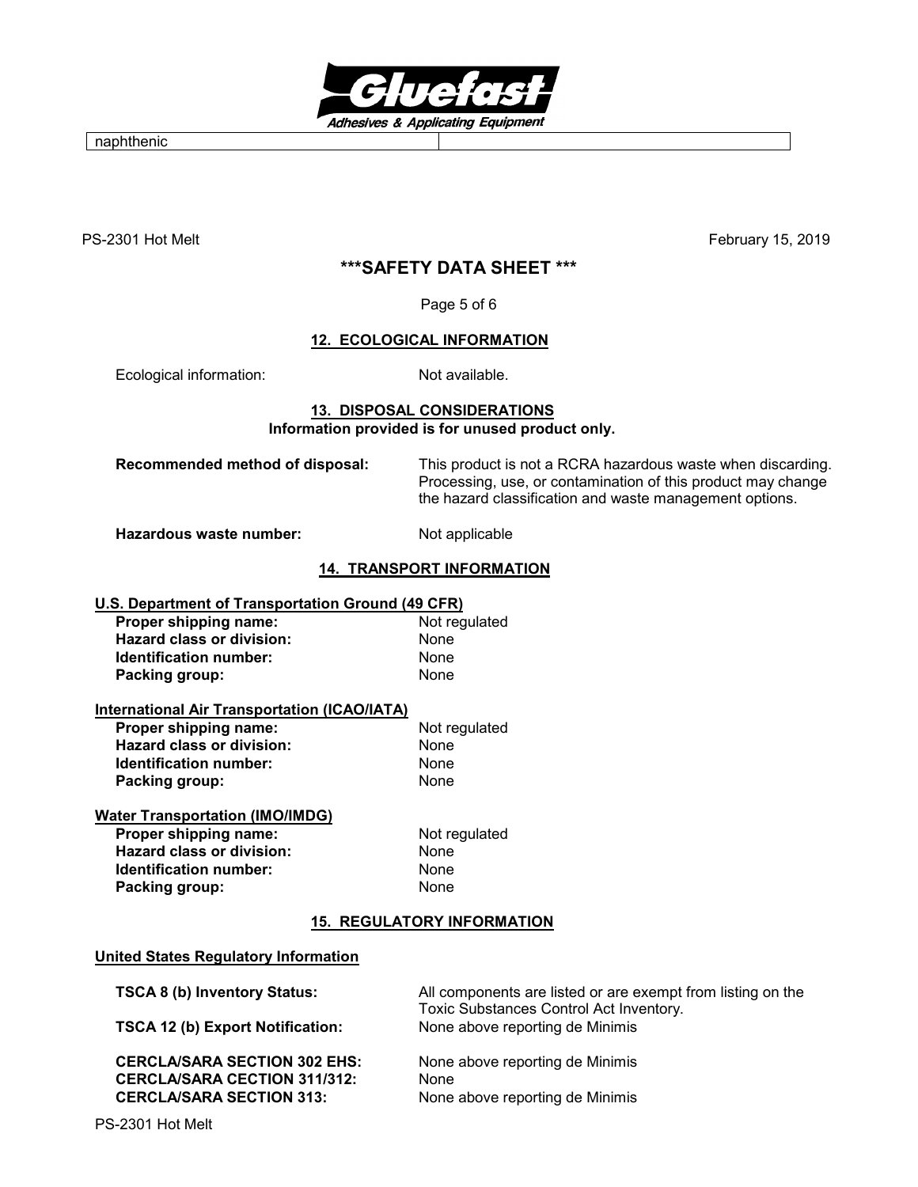naphthenic

PS-2301 Hot Melt February 15, 2019

# \*\*\*SAFETY DATA SHEET \*\*\*

## 12. ECOLOGICAL INFORMATION

Ecological information: Not available.

## 13. DISPOSAL CONSIDERATIONS

**Information provided is for unused product only.**

**Recommended method of disposal:** This product is not a RCRA hazardous waste when discarding. Processing, use, or contamination of this product may change the hazard classification and waste management options.

**Hazardous waste number:** Not applicable

## 14. TRANSPORT INFORMATION

**U.S. Department of Transportation Ground (49 CFR)**

| | |
|---|---|
| **Proper shipping name:** | Not regulated |
| **Hazard class or division:** | None |
| **Identification number:** | None |
| **Packing group:** | None |

**International Air Transportation (ICAO/IATA)**

| | |
|---|---|
| **Proper shipping name:** | Not regulated |
| **Hazard class or division:** | None |
| **Identification number:** | None |
| **Packing group:** | None |

**Water Transportation (IMO/IMDG)**

| | |
|---|---|
| **Proper shipping name:** | Not regulated |
| **Hazard class or division:** | None |
| **Identification number:** | None |
| **Packing group:** | None |

## 15. REGULATORY INFORMATION

**United States Regulatory Information**

| | |
|---|---|
| **TSCA 8 (b) Inventory Status:** | All components are listed or are exempt from listing on the Toxic Substances Control Act Inventory. |
| **TSCA 12 (b) Export Notification:** | None above reporting de Minimis |
| **CERCLA/SARA SECTION 302 EHS:** | None above reporting de Minimis |
| **CERCLA/SARA CECTION 311/312:** | None |
| **CERCLA/SARA SECTION 313:** | None above reporting de Minimis |

PS-2301 Hot Melt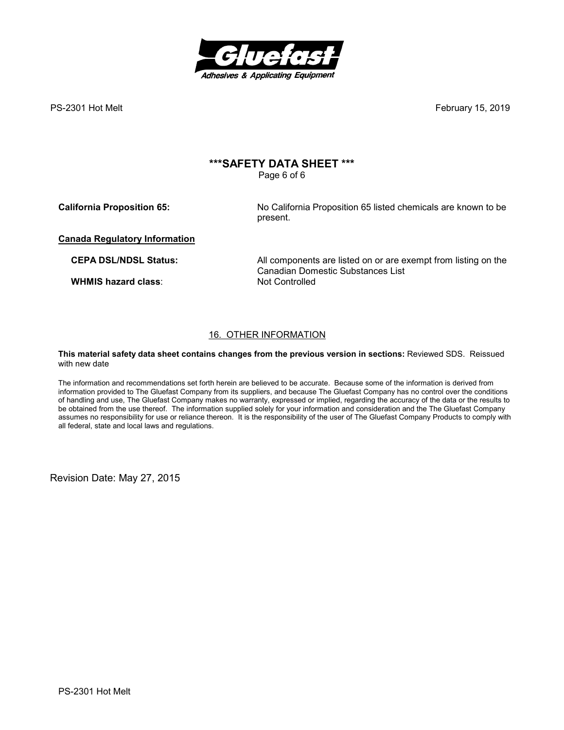**California Proposition 65:** No California Proposition 65 listed chemicals are known to be present.

**Canada Regulatory Information**

**CEPA DSL/NDSL Status:** All components are listed on or are exempt from listing on the Canadian Domestic Substances List

**WHMIS hazard class**: Not Controlled

## 16. OTHER INFORMATION

**This material safety data sheet contains changes from the previous version in sections:** Reviewed SDS. Reissued with new date

The information and recommendations set forth herein are believed to be accurate. Because some of the information is derived from information provided to The Gluefast Company from its suppliers, and because The Gluefast Company has no control over the conditions of handling and use, The Gluefast Company makes no warranty, expressed or implied, regarding the accuracy of the data or the results to be obtained from the use thereof. The information supplied solely for your information and consideration and the The Gluefast Company assumes no responsibility for use or reliance thereon. It is the responsibility of the user of The Gluefast Company Products to comply with all federal, state and local laws and regulations.

Revision Date: May 27, 2015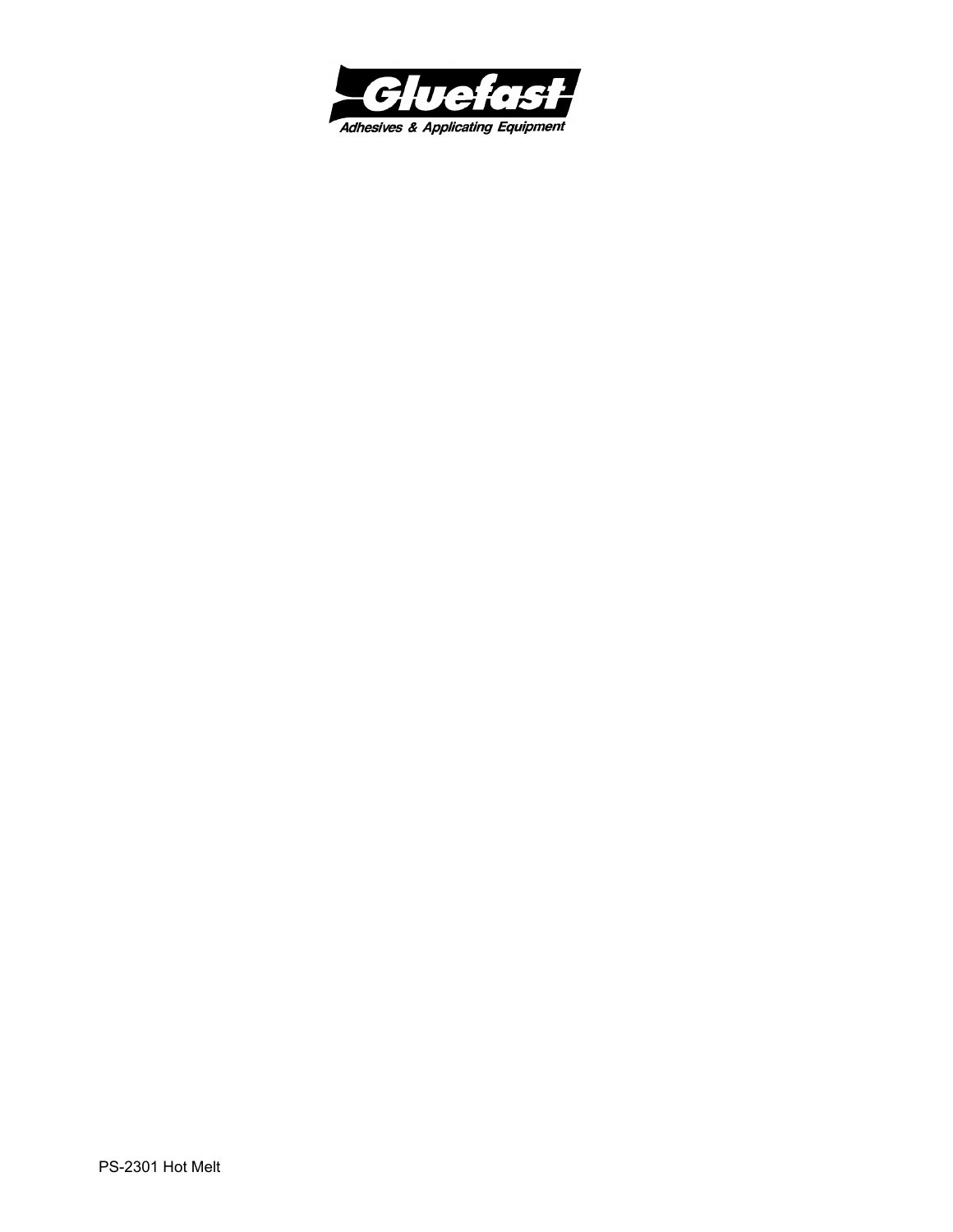Gluefast

Adhesives & Applicating Equipment

PS-2301 Hot Melt